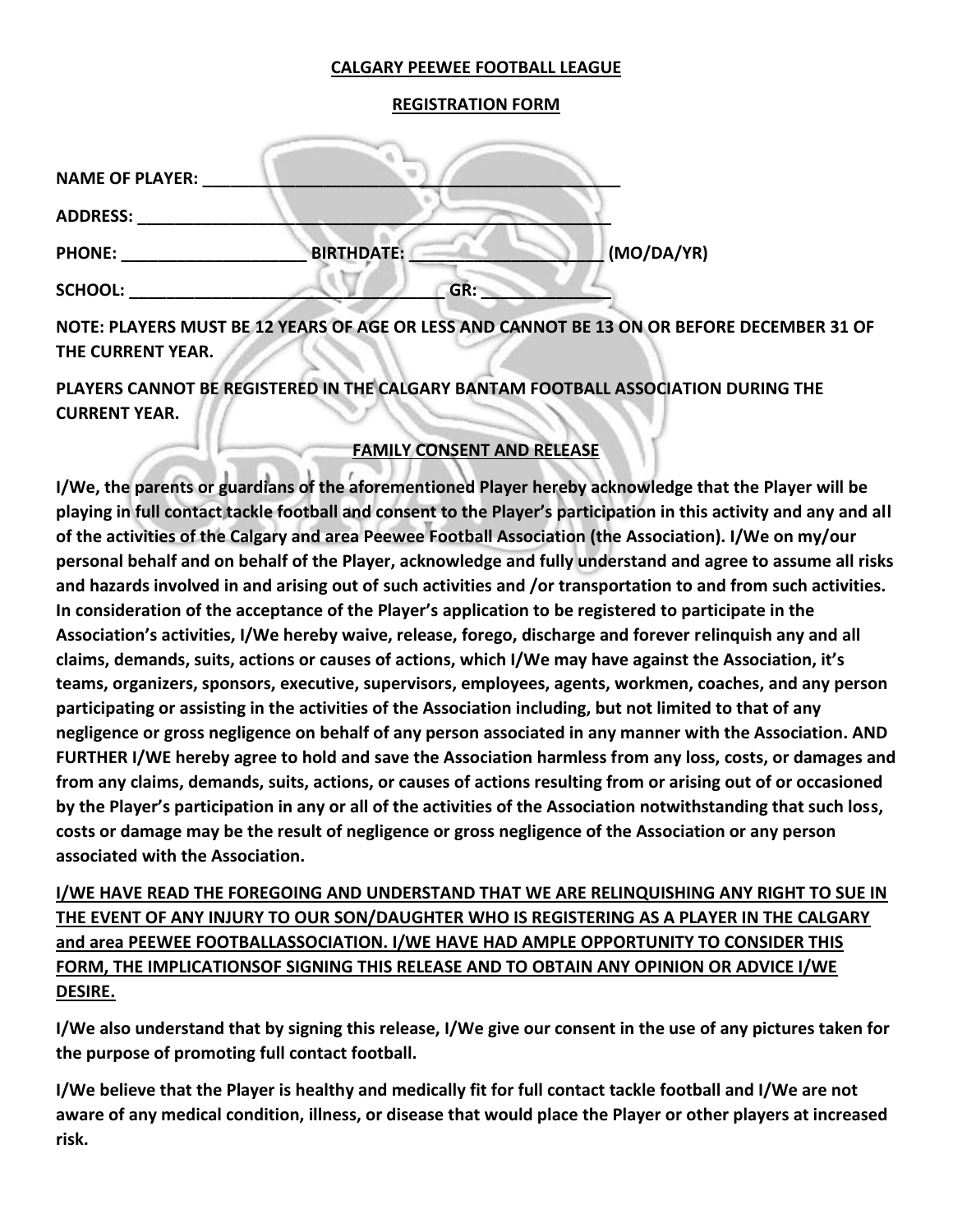**CALGARY PEEWEE FOOTBALL LEAGUE**

**REGISTRATION FORM**

**NAME OF PLAYER:** ______________________________________________

**ADDRESS:** ______________________________________________________

**PHONE:** ____________________ **BIRTHDATE:** _____________________ **(MO/DA/YR)**

**SCHOOL:** _________________________________ **GR:** ______________

**NOTE: PLAYERS MUST BE 12 YEARS OF AGE OR LESS AND CANNOT BE 13 ON OR BEFORE DECEMBER 31 OF THE CURRENT YEAR.**

**PLAYERS CANNOT BE REGISTERED IN THE CALGARY BANTAM FOOTBALL ASSOCIATION DURING THE CURRENT YEAR.**

**FAMILY CONSENT AND RELEASE**

**I/We, the parents or guardians of the aforementioned Player hereby acknowledge that the Player will be playing in full contact tackle football and consent to the Player's participation in this activity and any and all of the activities of the Calgary and area Peewee Football Association (the Association). I/We on my/our personal behalf and on behalf of the Player, acknowledge and fully understand and agree to assume all risks and hazards involved in and arising out of such activities and /or transportation to and from such activities. In consideration of the acceptance of the Player's application to be registered to participate in the Association's activities, I/We hereby waive, release, forego, discharge and forever relinquish any and all claims, demands, suits, actions or causes of actions, which I/We may have against the Association, it's teams, organizers, sponsors, executive, supervisors, employees, agents, workmen, coaches, and any person participating or assisting in the activities of the Association including, but not limited to that of any negligence or gross negligence on behalf of any person associated in any manner with the Association. AND FURTHER I/WE hereby agree to hold and save the Association harmless from any loss, costs, or damages and from any claims, demands, suits, actions, or causes of actions resulting from or arising out of or occasioned by the Player's participation in any or all of the activities of the Association notwithstanding that such loss, costs or damage may be the result of negligence or gross negligence of the Association or any person associated with the Association.**

**I/WE HAVE READ THE FOREGOING AND UNDERSTAND THAT WE ARE RELINQUISHING ANY RIGHT TO SUE IN THE EVENT OF ANY INJURY TO OUR SON/DAUGHTER WHO IS REGISTERING AS A PLAYER IN THE CALGARY and area PEEWEE FOOTBALLASSOCIATION. I/WE HAVE HAD AMPLE OPPORTUNITY TO CONSIDER THIS FORM, THE IMPLICATIONSOF SIGNING THIS RELEASE AND TO OBTAIN ANY OPINION OR ADVICE I/WE DESIRE.**

**I/We also understand that by signing this release, I/We give our consent in the use of any pictures taken for the purpose of promoting full contact football.**

**I/We believe that the Player is healthy and medically fit for full contact tackle football and I/We are not aware of any medical condition, illness, or disease that would place the Player or other players at increased risk.**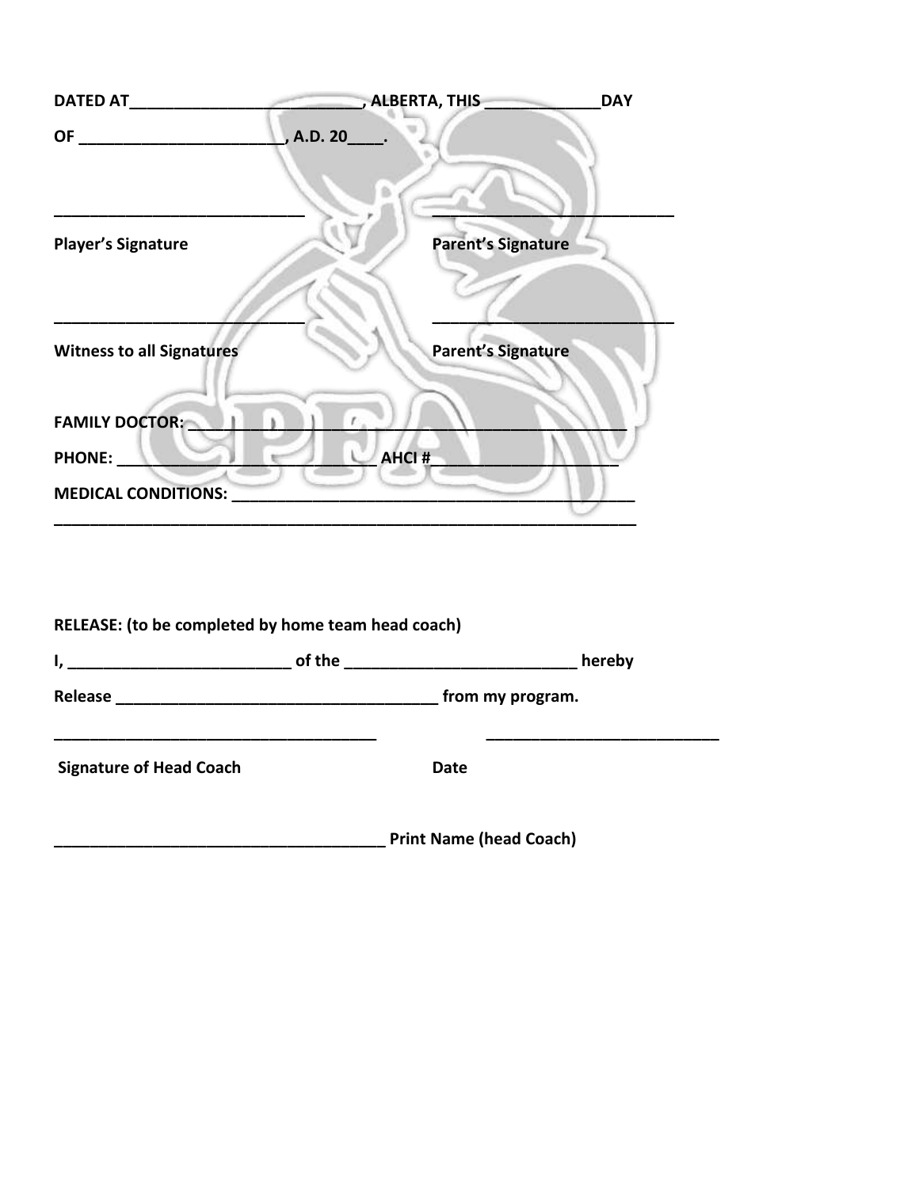DATED AT__________________________, ALBERTA, THIS _____________DAY

OF ______________________, A.D. 20____.

____________________________ ____________________________

Player's Signature Parent's Signature

____________________________ ____________________________

Witness to all Signatures Parent's Signature

FAMILY DOCTOR: _______________________________________________

PHONE: _____________________________ AHCI # ____________________

MEDICAL CONDITIONS: ____________________________________________

__________________________________________________________________

RELEASE: (to be completed by home team head coach)

I, _________________________ of the __________________________ hereby

Release ____________________________________ from my program.

____________________________________ __________________________

Signature of Head Coach Date

_____________________________________ Print Name (head Coach)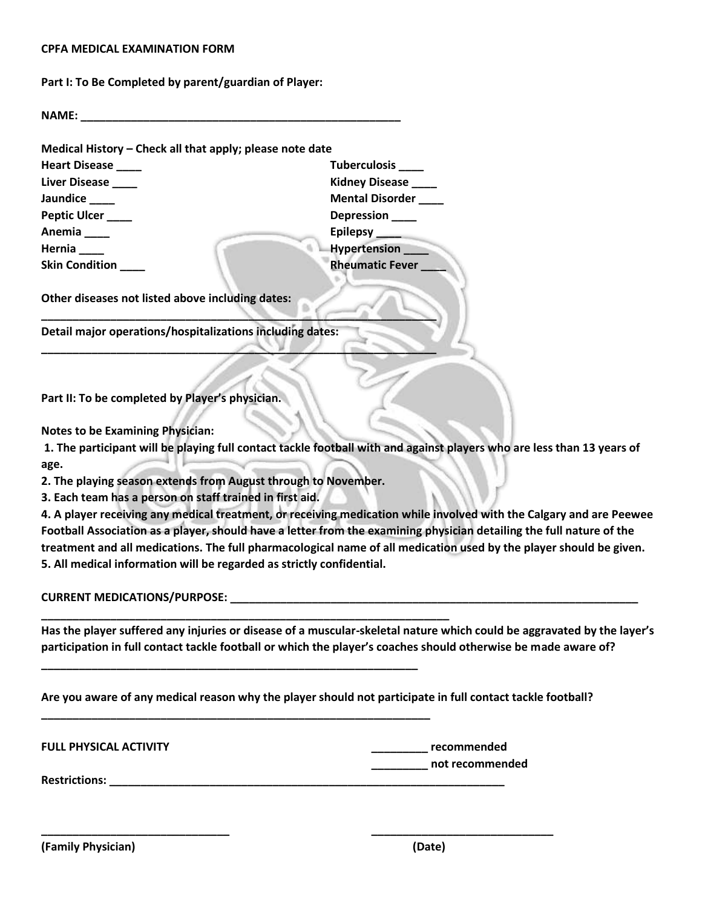**CPFA MEDICAL EXAMINATION FORM**

**Part I: To Be Completed by parent/guardian of Player:**

**NAME: ____________________________________________________**

**Medical History – Check all that apply; please note date**

**Heart Disease ____**
**Liver Disease ____**
**Jaundice ____**
**Peptic Ulcer ____**
**Anemia ____**
**Hernia ____**
**Skin Condition ____**
**Tuberculosis ____**
**Kidney Disease ____**
**Mental Disorder ____**
**Depression ____**
**Epilepsy ____**
**Hypertension ____**
**Rheumatic Fever ____**

**Other diseases not listed above including dates:**
________________________________________________________________

**Detail major operations/hospitalizations including dates:**
________________________________________________________________

**Part II: To be completed by Player's physician.**

**Notes to be Examining Physician:**

**1. The participant will be playing full contact tackle football with and against players who are less than 13 years of age.**
**2. The playing season extends from August through to November.**
**3. Each team has a person on staff trained in first aid.**
**4. A player receiving any medical treatment, or receiving medication while involved with the Calgary and are Peewee Football Association as a player, should have a letter from the examining physician detailing the full nature of the treatment and all medications. The full pharmacological name of all medication used by the player should be given.**
**5. All medical information will be regarded as strictly confidential.**

**CURRENT MEDICATIONS/PURPOSE: ____________________________________________________________________**
________________________________________________________________

**Has the player suffered any injuries or disease of a muscular-skeletal nature which could be aggravated by the layer's participation in full contact tackle football or which the player's coaches should otherwise be made aware of?**
______________________________________________________________

**Are you aware of any medical reason why the player should not participate in full contact tackle football?**
________________________________________________________________

**FULL PHYSICAL ACTIVITY** _________ **recommended**
_________ **not recommended**

**Restrictions: _________________________________________________________________**

______________________________ ______________________________
**(Family Physician)** **(Date)**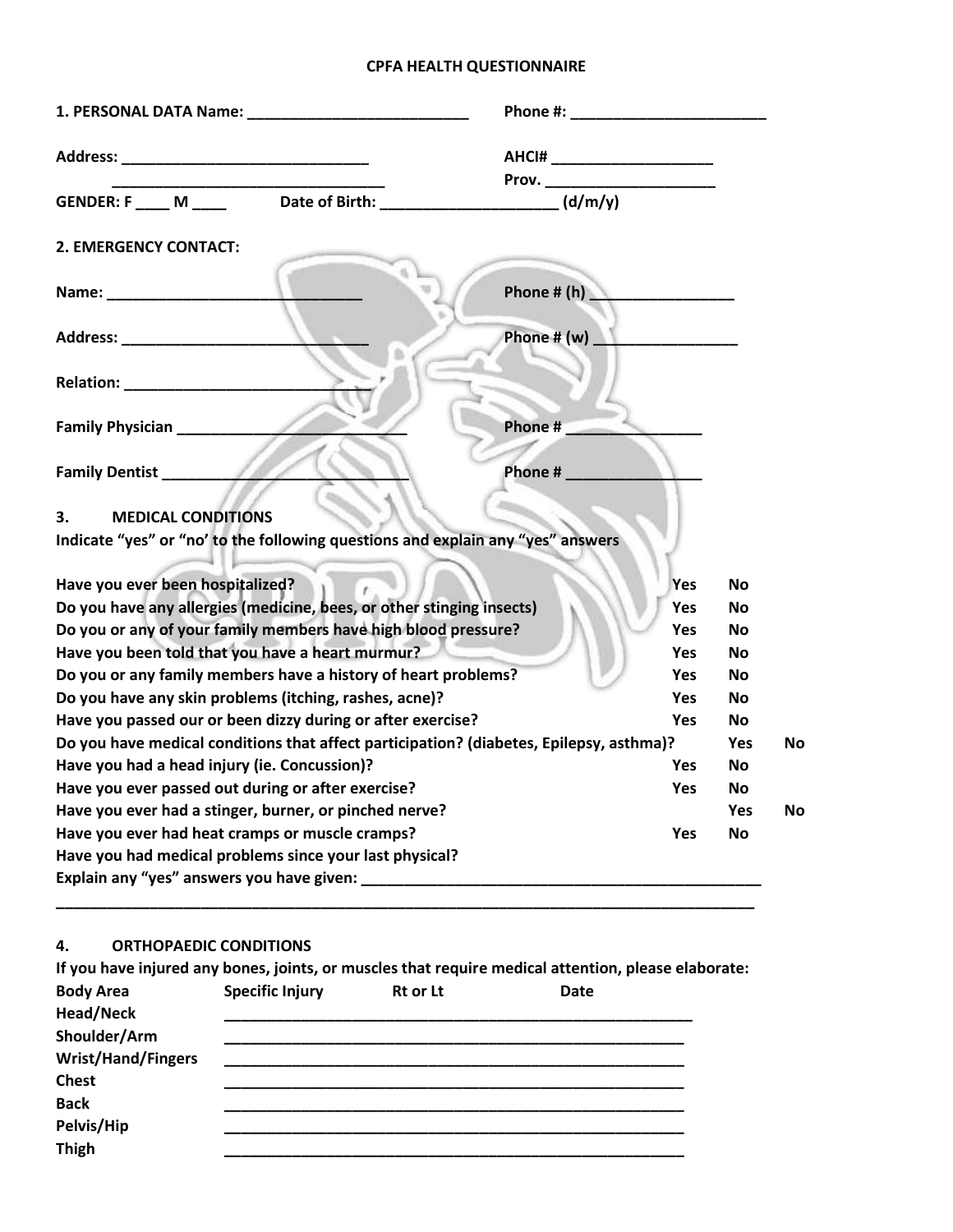# CPFA HEALTH QUESTIONNAIRE

**1. PERSONAL DATA Name:** ___________________________ **Phone #:** ________________________

**Address:** ______________________________ **AHCI#** ____________________

________________________________ **Prov.** ____________________

**GENDER: F ____ M ____** **Date of Birth:** _____________________ **(d/m/y)**

**2. EMERGENCY CONTACT:**

**Name:** ______________________________ **Phone # (h)** _________________

**Address:** ______________________________ **Phone # (w)** _________________

**Relation:** ______________________________

**Family Physician** ___________________________ **Phone #** ________________

**Family Dentist** ______________________________ **Phone #** ________________

**3. MEDICAL CONDITIONS**

**Indicate "yes" or "no' to the following questions and explain any "yes" answers**

| Question | | |
|---|---|---|
| Have you ever been hospitalized? | Yes | No |
| Do you have any allergies (medicine, bees, or other stinging insects) | Yes | No |
| Do you or any of your family members have high blood pressure? | Yes | No |
| Have you been told that you have a heart murmur? | Yes | No |
| Do you or any family members have a history of heart problems? | Yes | No |
| Do you have any skin problems (itching, rashes, acne)? | Yes | No |
| Have you passed our or been dizzy during or after exercise? | Yes | No |
| Do you have medical conditions that affect participation? (diabetes, Epilepsy, asthma)? | Yes | No |
| Have you had a head injury (ie. Concussion)? | Yes | No |
| Have you ever passed out during or after exercise? | Yes | No |
| Have you ever had a stinger, burner, or pinched nerve? | Yes | No |
| Have you ever had heat cramps or muscle cramps? | Yes | No |
| Have you had medical problems since your last physical? | | |

**Explain any "yes" answers you have given:** ________________________________________________

______________________________________________________________________________________

**4. ORTHOPAEDIC CONDITIONS**

**If you have injured any bones, joints, or muscles that require medical attention, please elaborate:**

| Body Area | Specific Injury | Rt or Lt | Date |
|---|---|---|---|
| Head/Neck | | | |
| Shoulder/Arm | | | |
| Wrist/Hand/Fingers | | | |
| Chest | | | |
| Back | | | |
| Pelvis/Hip | | | |
| Thigh | | | |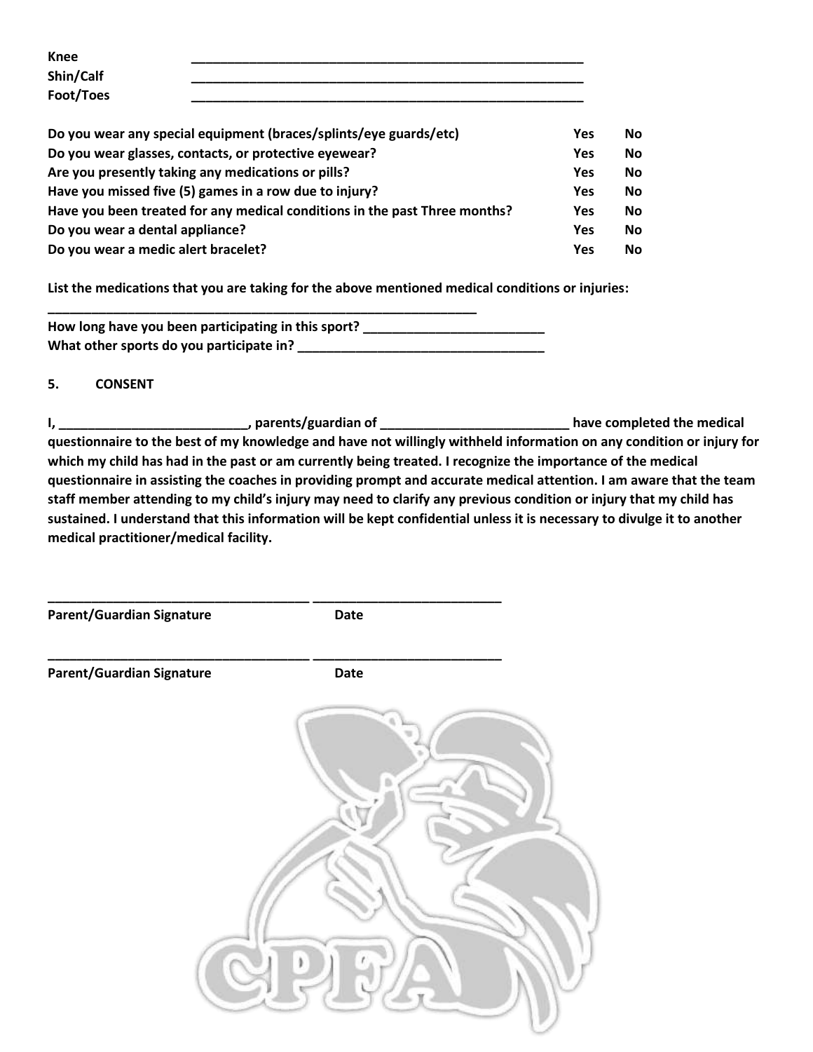**Knee** ________________________________________________________
**Shin/Calf** ________________________________________________________
**Foot/Toes** ________________________________________________________

| | | |
|---|---|---|
| **Do you wear any special equipment (braces/splints/eye guards/etc)** | **Yes** | **No** |
| **Do you wear glasses, contacts, or protective eyewear?** | **Yes** | **No** |
| **Are you presently taking any medications or pills?** | **Yes** | **No** |
| **Have you missed five (5) games in a row due to injury?** | **Yes** | **No** |
| **Have you been treated for any medical conditions in the past Three months?** | **Yes** | **No** |
| **Do you wear a dental appliance?** | **Yes** | **No** |
| **Do you wear a medic alert bracelet?** | **Yes** | **No** |

**List the medications that you are taking for the above mentioned medical conditions or injuries:**

________________________________________________________________

**How long have you been participating in this sport?** _________________________
**What other sports do you participate in?** __________________________________

## 5. CONSENT

**I, __________________________, parents/guardian of __________________________ have completed the medical questionnaire to the best of my knowledge and have not willingly withheld information on any condition or injury for which my child has had in the past or am currently being treated. I recognize the importance of the medical questionnaire in assisting the coaches in providing prompt and accurate medical attention. I am aware that the team staff member attending to my child's injury may need to clarify any previous condition or injury that my child has sustained. I understand that this information will be kept confidential unless it is necessary to divulge it to another medical practitioner/medical facility.**

_____________________________________ __________________________
**Parent/Guardian Signature** **Date**

_____________________________________ __________________________
**Parent/Guardian Signature** **Date**

CPFA